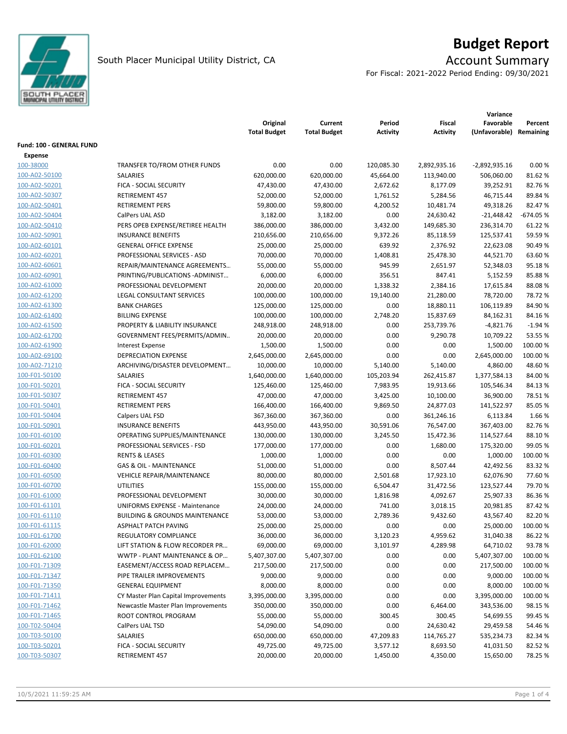# Budget Report

South Placer Municipal Utility District, CA

## Account Summary

For Fiscal: 2021-2022 Period Ending: 09/30/2021

| | | Original Total Budget | Current Total Budget | Period Activity | Fiscal Activity | Variance Favorable (Unfavorable) | Percent Remaining |
|---|---|---|---|---|---|---|---|
| **Fund: 100 - GENERAL FUND** | | | | | | | |
| **Expense** | | | | | | | |
| 100-38000 | TRANSFER TO/FROM OTHER FUNDS | 0.00 | 0.00 | 120,085.30 | 2,892,935.16 | -2,892,935.16 | 0.00 % |
| 100-A02-50100 | SALARIES | 620,000.00 | 620,000.00 | 45,664.00 | 113,940.00 | 506,060.00 | 81.62 % |
| 100-A02-50201 | FICA - SOCIAL SECURITY | 47,430.00 | 47,430.00 | 2,672.62 | 8,177.09 | 39,252.91 | 82.76 % |
| 100-A02-50307 | RETIREMENT 457 | 52,000.00 | 52,000.00 | 1,761.52 | 5,284.56 | 46,715.44 | 89.84 % |
| 100-A02-50401 | RETIREMENT PERS | 59,800.00 | 59,800.00 | 4,200.52 | 10,481.74 | 49,318.26 | 82.47 % |
| 100-A02-50404 | CalPers UAL ASD | 3,182.00 | 3,182.00 | 0.00 | 24,630.42 | -21,448.42 | -674.05 % |
| 100-A02-50410 | PERS OPEB EXPENSE/RETIREE HEALTH | 386,000.00 | 386,000.00 | 3,432.00 | 149,685.30 | 236,314.70 | 61.22 % |
| 100-A02-50901 | INSURANCE BENEFITS | 210,656.00 | 210,656.00 | 9,372.26 | 85,118.59 | 125,537.41 | 59.59 % |
| 100-A02-60101 | GENERAL OFFICE EXPENSE | 25,000.00 | 25,000.00 | 639.92 | 2,376.92 | 22,623.08 | 90.49 % |
| 100-A02-60201 | PROFESSIONAL SERVICES - ASD | 70,000.00 | 70,000.00 | 1,408.81 | 25,478.30 | 44,521.70 | 63.60 % |
| 100-A02-60601 | REPAIR/MAINTENANCE AGREEMENTS... | 55,000.00 | 55,000.00 | 945.99 | 2,651.97 | 52,348.03 | 95.18 % |
| 100-A02-60901 | PRINTING/PUBLICATIONS -ADMINIST... | 6,000.00 | 6,000.00 | 356.51 | 847.41 | 5,152.59 | 85.88 % |
| 100-A02-61000 | PROFESSIONAL DEVELOPMENT | 20,000.00 | 20,000.00 | 1,338.32 | 2,384.16 | 17,615.84 | 88.08 % |
| 100-A02-61200 | LEGAL CONSULTANT SERVICES | 100,000.00 | 100,000.00 | 19,140.00 | 21,280.00 | 78,720.00 | 78.72 % |
| 100-A02-61300 | BANK CHARGES | 125,000.00 | 125,000.00 | 0.00 | 18,880.11 | 106,119.89 | 84.90 % |
| 100-A02-61400 | BILLING EXPENSE | 100,000.00 | 100,000.00 | 2,748.20 | 15,837.69 | 84,162.31 | 84.16 % |
| 100-A02-61500 | PROPERTY & LIABILITY INSURANCE | 248,918.00 | 248,918.00 | 0.00 | 253,739.76 | -4,821.76 | -1.94 % |
| 100-A02-61700 | GOVERNMENT FEES/PERMITS/ADMIN.. | 20,000.00 | 20,000.00 | 0.00 | 9,290.78 | 10,709.22 | 53.55 % |
| 100-A02-61900 | Interest Expense | 1,500.00 | 1,500.00 | 0.00 | 0.00 | 1,500.00 | 100.00 % |
| 100-A02-69100 | DEPRECIATION EXPENSE | 2,645,000.00 | 2,645,000.00 | 0.00 | 0.00 | 2,645,000.00 | 100.00 % |
| 100-A02-71210 | ARCHIVING/DISASTER DEVELOPMENT... | 10,000.00 | 10,000.00 | 5,140.00 | 5,140.00 | 4,860.00 | 48.60 % |
| 100-F01-50100 | SALARIES | 1,640,000.00 | 1,640,000.00 | 105,203.94 | 262,415.87 | 1,377,584.13 | 84.00 % |
| 100-F01-50201 | FICA - SOCIAL SECURITY | 125,460.00 | 125,460.00 | 7,983.95 | 19,913.66 | 105,546.34 | 84.13 % |
| 100-F01-50307 | RETIREMENT 457 | 47,000.00 | 47,000.00 | 3,425.00 | 10,100.00 | 36,900.00 | 78.51 % |
| 100-F01-50401 | RETIREMENT PERS | 166,400.00 | 166,400.00 | 9,869.50 | 24,877.03 | 141,522.97 | 85.05 % |
| 100-F01-50404 | Calpers UAL FSD | 367,360.00 | 367,360.00 | 0.00 | 361,246.16 | 6,113.84 | 1.66 % |
| 100-F01-50901 | INSURANCE BENEFITS | 443,950.00 | 443,950.00 | 30,591.06 | 76,547.00 | 367,403.00 | 82.76 % |
| 100-F01-60100 | OPERATING SUPPLIES/MAINTENANCE | 130,000.00 | 130,000.00 | 3,245.50 | 15,472.36 | 114,527.64 | 88.10 % |
| 100-F01-60201 | PROFESSIONAL SERVICES - FSD | 177,000.00 | 177,000.00 | 0.00 | 1,680.00 | 175,320.00 | 99.05 % |
| 100-F01-60300 | RENTS & LEASES | 1,000.00 | 1,000.00 | 0.00 | 0.00 | 1,000.00 | 100.00 % |
| 100-F01-60400 | GAS & OIL - MAINTENANCE | 51,000.00 | 51,000.00 | 0.00 | 8,507.44 | 42,492.56 | 83.32 % |
| 100-F01-60500 | VEHICLE REPAIR/MAINTENANCE | 80,000.00 | 80,000.00 | 2,501.68 | 17,923.10 | 62,076.90 | 77.60 % |
| 100-F01-60700 | UTILITIES | 155,000.00 | 155,000.00 | 6,504.47 | 31,472.56 | 123,527.44 | 79.70 % |
| 100-F01-61000 | PROFESSIONAL DEVELOPMENT | 30,000.00 | 30,000.00 | 1,816.98 | 4,092.67 | 25,907.33 | 86.36 % |
| 100-F01-61101 | UNIFORMS EXPENSE - Maintenance | 24,000.00 | 24,000.00 | 741.00 | 3,018.15 | 20,981.85 | 87.42 % |
| 100-F01-61110 | BUILDING & GROUNDS MAINTENANCE | 53,000.00 | 53,000.00 | 2,789.36 | 9,432.60 | 43,567.40 | 82.20 % |
| 100-F01-61115 | ASPHALT PATCH PAVING | 25,000.00 | 25,000.00 | 0.00 | 0.00 | 25,000.00 | 100.00 % |
| 100-F01-61700 | REGULATORY COMPLIANCE | 36,000.00 | 36,000.00 | 3,120.23 | 4,959.62 | 31,040.38 | 86.22 % |
| 100-F01-62000 | LIFT STATION & FLOW RECORDER PR... | 69,000.00 | 69,000.00 | 3,101.97 | 4,289.98 | 64,710.02 | 93.78 % |
| 100-F01-62100 | WWTP - PLANT MAINTENANCE & OP... | 5,407,307.00 | 5,407,307.00 | 0.00 | 0.00 | 5,407,307.00 | 100.00 % |
| 100-F01-71309 | EASEMENT/ACCESS ROAD REPLACEM... | 217,500.00 | 217,500.00 | 0.00 | 0.00 | 217,500.00 | 100.00 % |
| 100-F01-71347 | PIPE TRAILER IMPROVEMENTS | 9,000.00 | 9,000.00 | 0.00 | 0.00 | 9,000.00 | 100.00 % |
| 100-F01-71350 | GENERAL EQUIPMENT | 8,000.00 | 8,000.00 | 0.00 | 0.00 | 8,000.00 | 100.00 % |
| 100-F01-71411 | CY Master Plan Capital Improvements | 3,395,000.00 | 3,395,000.00 | 0.00 | 0.00 | 3,395,000.00 | 100.00 % |
| 100-F01-71462 | Newcastle Master Plan Improvements | 350,000.00 | 350,000.00 | 0.00 | 6,464.00 | 343,536.00 | 98.15 % |
| 100-F01-71465 | ROOT CONTROL PROGRAM | 55,000.00 | 55,000.00 | 300.45 | 300.45 | 54,699.55 | 99.45 % |
| 100-T02-50404 | CalPers UAL TSD | 54,090.00 | 54,090.00 | 0.00 | 24,630.42 | 29,459.58 | 54.46 % |
| 100-T03-50100 | SALARIES | 650,000.00 | 650,000.00 | 47,209.83 | 114,765.27 | 535,234.73 | 82.34 % |
| 100-T03-50201 | FICA - SOCIAL SECURITY | 49,725.00 | 49,725.00 | 3,577.12 | 8,693.50 | 41,031.50 | 82.52 % |
| 100-T03-50307 | RETIREMENT 457 | 20,000.00 | 20,000.00 | 1,450.00 | 4,350.00 | 15,650.00 | 78.25 % |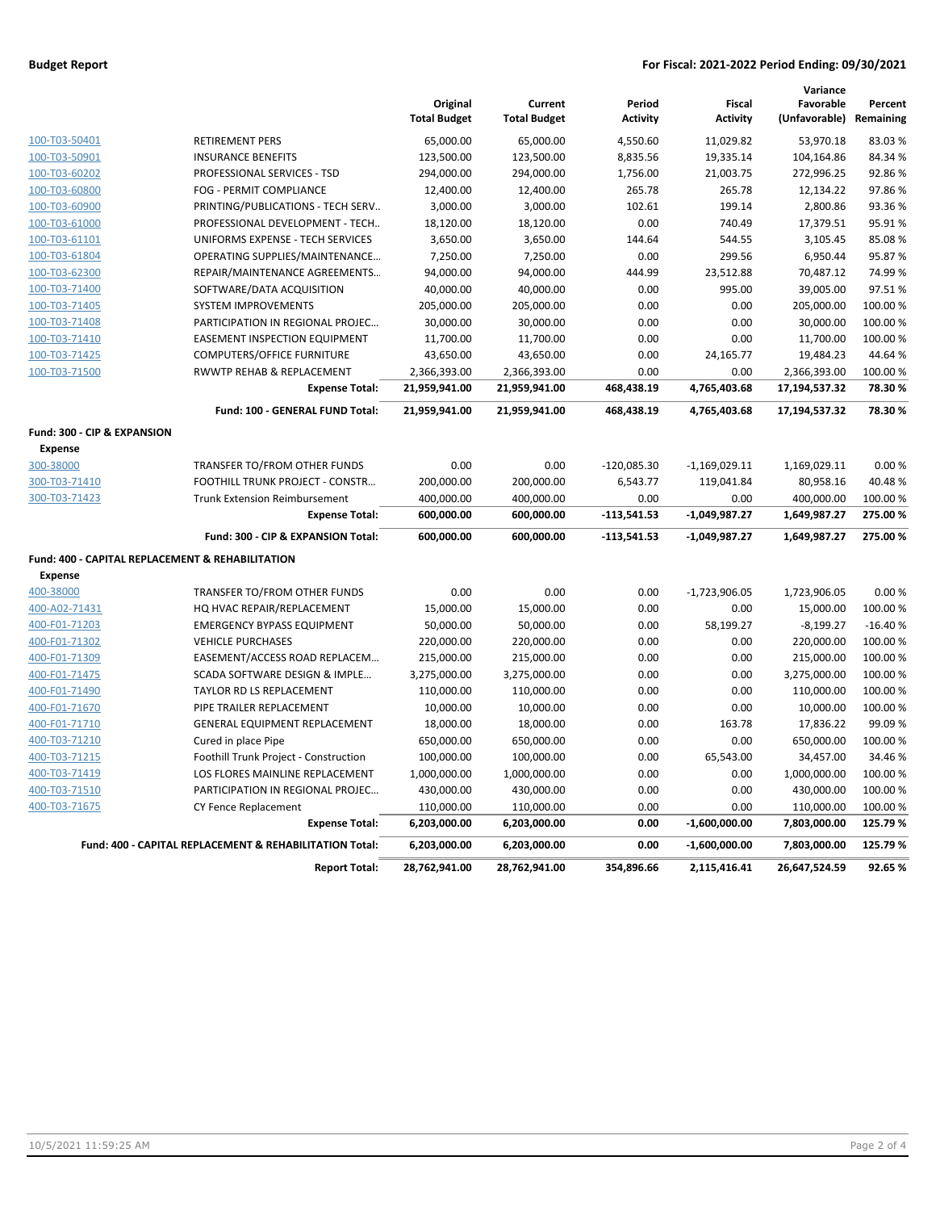| | | Original Total Budget | Current Total Budget | Period Activity | Fiscal Activity | Variance Favorable (Unfavorable) | Percent Remaining |
|---|---|---|---|---|---|---|---|
| 100-T03-50401 | RETIREMENT PERS | 65,000.00 | 65,000.00 | 4,550.60 | 11,029.82 | 53,970.18 | 83.03 % |
| 100-T03-50901 | INSURANCE BENEFITS | 123,500.00 | 123,500.00 | 8,835.56 | 19,335.14 | 104,164.86 | 84.34 % |
| 100-T03-60202 | PROFESSIONAL SERVICES - TSD | 294,000.00 | 294,000.00 | 1,756.00 | 21,003.75 | 272,996.25 | 92.86 % |
| 100-T03-60800 | FOG - PERMIT COMPLIANCE | 12,400.00 | 12,400.00 | 265.78 | 265.78 | 12,134.22 | 97.86 % |
| 100-T03-60900 | PRINTING/PUBLICATIONS - TECH SERV.. | 3,000.00 | 3,000.00 | 102.61 | 199.14 | 2,800.86 | 93.36 % |
| 100-T03-61000 | PROFESSIONAL DEVELOPMENT - TECH.. | 18,120.00 | 18,120.00 | 0.00 | 740.49 | 17,379.51 | 95.91 % |
| 100-T03-61101 | UNIFORMS EXPENSE - TECH SERVICES | 3,650.00 | 3,650.00 | 144.64 | 544.55 | 3,105.45 | 85.08 % |
| 100-T03-61804 | OPERATING SUPPLIES/MAINTENANCE... | 7,250.00 | 7,250.00 | 0.00 | 299.56 | 6,950.44 | 95.87 % |
| 100-T03-62300 | REPAIR/MAINTENANCE AGREEMENTS... | 94,000.00 | 94,000.00 | 444.99 | 23,512.88 | 70,487.12 | 74.99 % |
| 100-T03-71400 | SOFTWARE/DATA ACQUISITION | 40,000.00 | 40,000.00 | 0.00 | 995.00 | 39,005.00 | 97.51 % |
| 100-T03-71405 | SYSTEM IMPROVEMENTS | 205,000.00 | 205,000.00 | 0.00 | 0.00 | 205,000.00 | 100.00 % |
| 100-T03-71408 | PARTICIPATION IN REGIONAL PROJEC... | 30,000.00 | 30,000.00 | 0.00 | 0.00 | 30,000.00 | 100.00 % |
| 100-T03-71410 | EASEMENT INSPECTION EQUIPMENT | 11,700.00 | 11,700.00 | 0.00 | 0.00 | 11,700.00 | 100.00 % |
| 100-T03-71425 | COMPUTERS/OFFICE FURNITURE | 43,650.00 | 43,650.00 | 0.00 | 24,165.77 | 19,484.23 | 44.64 % |
| 100-T03-71500 | RWWTP REHAB & REPLACEMENT | 2,366,393.00 | 2,366,393.00 | 0.00 | 0.00 | 2,366,393.00 | 100.00 % |
| | **Expense Total:** | **21,959,941.00** | **21,959,941.00** | **468,438.19** | **4,765,403.68** | **17,194,537.32** | **78.30 %** |
| | **Fund: 100 - GENERAL FUND Total:** | **21,959,941.00** | **21,959,941.00** | **468,438.19** | **4,765,403.68** | **17,194,537.32** | **78.30 %** |
| **Fund: 300 - CIP & EXPANSION** | | | | | | | |
| **Expense** | | | | | | | |
| 300-38000 | TRANSFER TO/FROM OTHER FUNDS | 0.00 | 0.00 | -120,085.30 | -1,169,029.11 | 1,169,029.11 | 0.00 % |
| 300-T03-71410 | FOOTHILL TRUNK PROJECT - CONSTR... | 200,000.00 | 200,000.00 | 6,543.77 | 119,041.84 | 80,958.16 | 40.48 % |
| 300-T03-71423 | Trunk Extension Reimbursement | 400,000.00 | 400,000.00 | 0.00 | 0.00 | 400,000.00 | 100.00 % |
| | **Expense Total:** | **600,000.00** | **600,000.00** | **-113,541.53** | **-1,049,987.27** | **1,649,987.27** | **275.00 %** |
| | **Fund: 300 - CIP & EXPANSION Total:** | **600,000.00** | **600,000.00** | **-113,541.53** | **-1,049,987.27** | **1,649,987.27** | **275.00 %** |
| **Fund: 400 - CAPITAL REPLACEMENT & REHABILITATION** | | | | | | | |
| **Expense** | | | | | | | |
| 400-38000 | TRANSFER TO/FROM OTHER FUNDS | 0.00 | 0.00 | 0.00 | -1,723,906.05 | 1,723,906.05 | 0.00 % |
| 400-A02-71431 | HQ HVAC REPAIR/REPLACEMENT | 15,000.00 | 15,000.00 | 0.00 | 0.00 | 15,000.00 | 100.00 % |
| 400-F01-71203 | EMERGENCY BYPASS EQUIPMENT | 50,000.00 | 50,000.00 | 0.00 | 58,199.27 | -8,199.27 | -16.40 % |
| 400-F01-71302 | VEHICLE PURCHASES | 220,000.00 | 220,000.00 | 0.00 | 0.00 | 220,000.00 | 100.00 % |
| 400-F01-71309 | EASEMENT/ACCESS ROAD REPLACEM... | 215,000.00 | 215,000.00 | 0.00 | 0.00 | 215,000.00 | 100.00 % |
| 400-F01-71475 | SCADA SOFTWARE DESIGN & IMPLE... | 3,275,000.00 | 3,275,000.00 | 0.00 | 0.00 | 3,275,000.00 | 100.00 % |
| 400-F01-71490 | TAYLOR RD LS REPLACEMENT | 110,000.00 | 110,000.00 | 0.00 | 0.00 | 110,000.00 | 100.00 % |
| 400-F01-71670 | PIPE TRAILER REPLACEMENT | 10,000.00 | 10,000.00 | 0.00 | 0.00 | 10,000.00 | 100.00 % |
| 400-F01-71710 | GENERAL EQUIPMENT REPLACEMENT | 18,000.00 | 18,000.00 | 0.00 | 163.78 | 17,836.22 | 99.09 % |
| 400-T03-71210 | Cured in place Pipe | 650,000.00 | 650,000.00 | 0.00 | 0.00 | 650,000.00 | 100.00 % |
| 400-T03-71215 | Foothill Trunk Project - Construction | 100,000.00 | 100,000.00 | 0.00 | 65,543.00 | 34,457.00 | 34.46 % |
| 400-T03-71419 | LOS FLORES MAINLINE REPLACEMENT | 1,000,000.00 | 1,000,000.00 | 0.00 | 0.00 | 1,000,000.00 | 100.00 % |
| 400-T03-71510 | PARTICIPATION IN REGIONAL PROJEC... | 430,000.00 | 430,000.00 | 0.00 | 0.00 | 430,000.00 | 100.00 % |
| 400-T03-71675 | CY Fence Replacement | 110,000.00 | 110,000.00 | 0.00 | 0.00 | 110,000.00 | 100.00 % |
| | **Expense Total:** | **6,203,000.00** | **6,203,000.00** | **0.00** | **-1,600,000.00** | **7,803,000.00** | **125.79 %** |
| | **Fund: 400 - CAPITAL REPLACEMENT & REHABILITATION Total:** | **6,203,000.00** | **6,203,000.00** | **0.00** | **-1,600,000.00** | **7,803,000.00** | **125.79 %** |
| | **Report Total:** | **28,762,941.00** | **28,762,941.00** | **354,896.66** | **2,115,416.41** | **26,647,524.59** | **92.65 %** |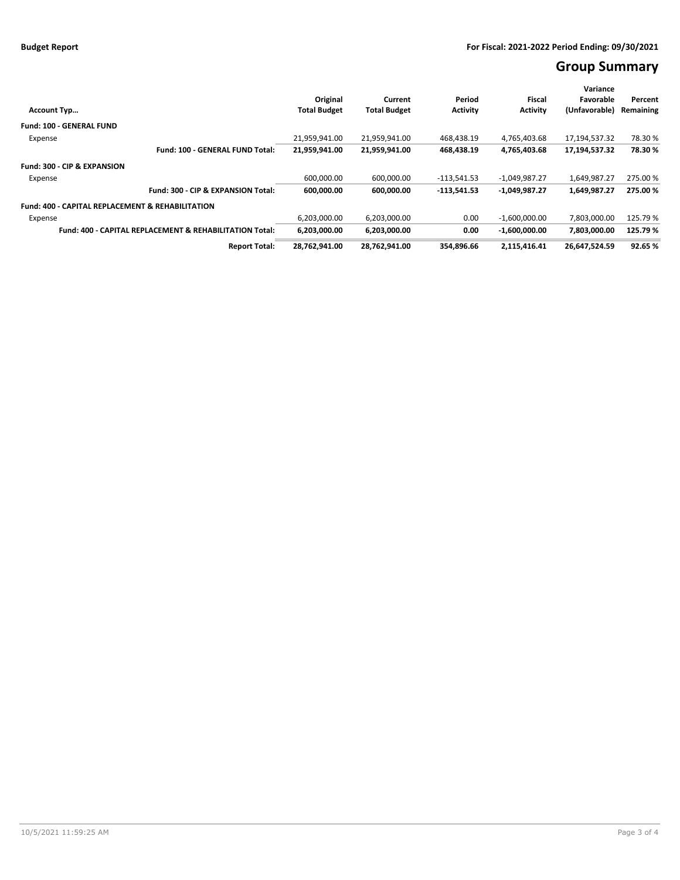**Budget Report** — For Fiscal: 2021-2022 Period Ending: 09/30/2021

# Group Summary

| Account Typ… | Original Total Budget | Current Total Budget | Period Activity | Fiscal Activity | Variance Favorable (Unfavorable) | Percent Remaining |
|---|---|---|---|---|---|---|
| **Fund: 100 - GENERAL FUND** | | | | | | |
| Expense | 21,959,941.00 | 21,959,941.00 | 468,438.19 | 4,765,403.68 | 17,194,537.32 | 78.30 % |
| **Fund: 100 - GENERAL FUND Total:** | **21,959,941.00** | **21,959,941.00** | **468,438.19** | **4,765,403.68** | **17,194,537.32** | **78.30 %** |
| **Fund: 300 - CIP & EXPANSION** | | | | | | |
| Expense | 600,000.00 | 600,000.00 | -113,541.53 | -1,049,987.27 | 1,649,987.27 | 275.00 % |
| **Fund: 300 - CIP & EXPANSION Total:** | **600,000.00** | **600,000.00** | **-113,541.53** | **-1,049,987.27** | **1,649,987.27** | **275.00 %** |
| **Fund: 400 - CAPITAL REPLACEMENT & REHABILITATION** | | | | | | |
| Expense | 6,203,000.00 | 6,203,000.00 | 0.00 | -1,600,000.00 | 7,803,000.00 | 125.79 % |
| **Fund: 400 - CAPITAL REPLACEMENT & REHABILITATION Total:** | **6,203,000.00** | **6,203,000.00** | **0.00** | **-1,600,000.00** | **7,803,000.00** | **125.79 %** |
| **Report Total:** | **28,762,941.00** | **28,762,941.00** | **354,896.66** | **2,115,416.41** | **26,647,524.59** | **92.65 %** |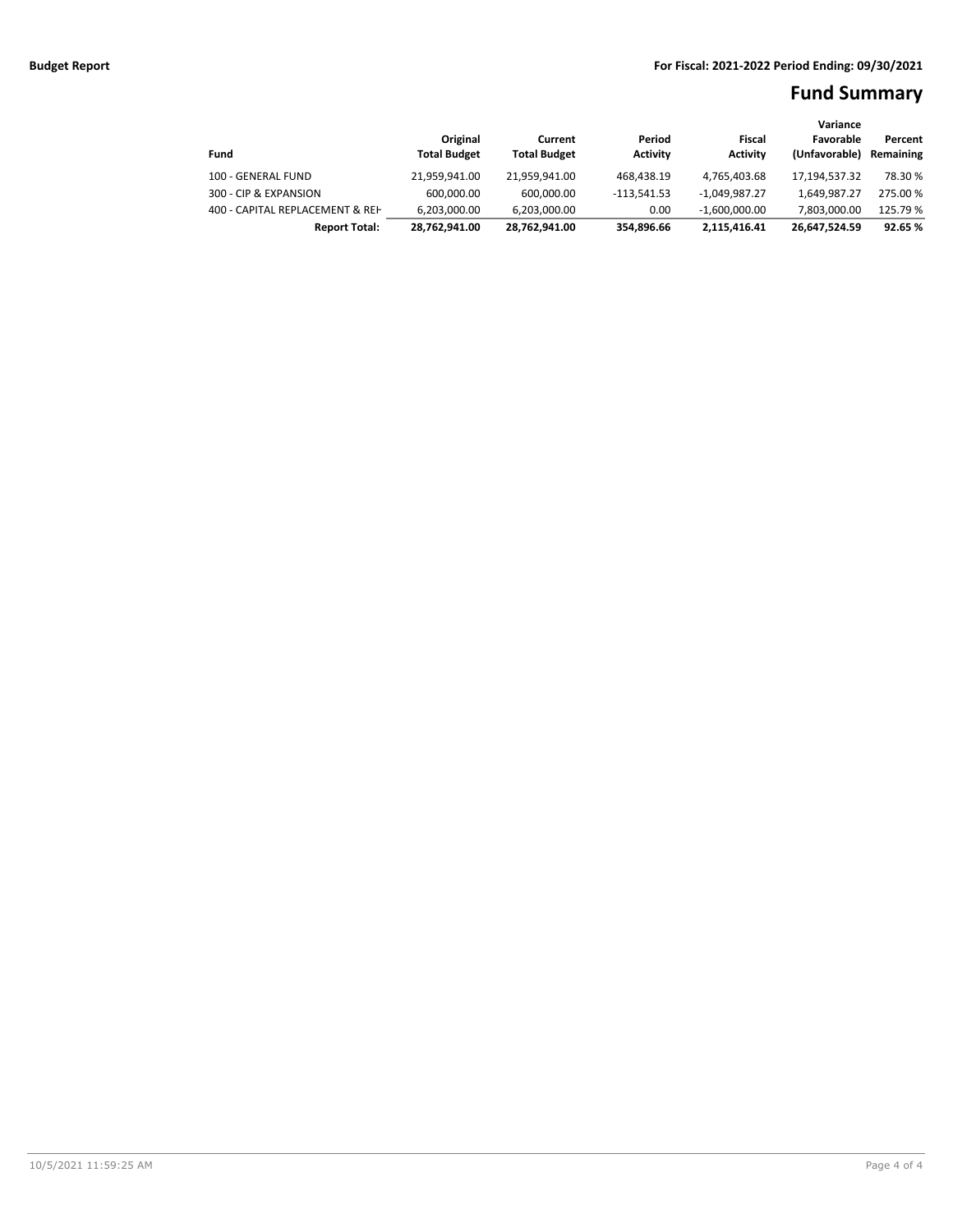**Budget Report** **For Fiscal: 2021-2022 Period Ending: 09/30/2021**

# Fund Summary

| Fund | Original Total Budget | Current Total Budget | Period Activity | Fiscal Activity | Variance Favorable (Unfavorable) | Percent Remaining |
|---|---|---|---|---|---|---|
| 100 - GENERAL FUND | 21,959,941.00 | 21,959,941.00 | 468,438.19 | 4,765,403.68 | 17,194,537.32 | 78.30 % |
| 300 - CIP & EXPANSION | 600,000.00 | 600,000.00 | -113,541.53 | -1,049,987.27 | 1,649,987.27 | 275.00 % |
| 400 - CAPITAL REPLACEMENT & REH | 6,203,000.00 | 6,203,000.00 | 0.00 | -1,600,000.00 | 7,803,000.00 | 125.79 % |
| **Report Total:** | **28,762,941.00** | **28,762,941.00** | **354,896.66** | **2,115,416.41** | **26,647,524.59** | **92.65 %** |

10/5/2021 11:59:25 AM